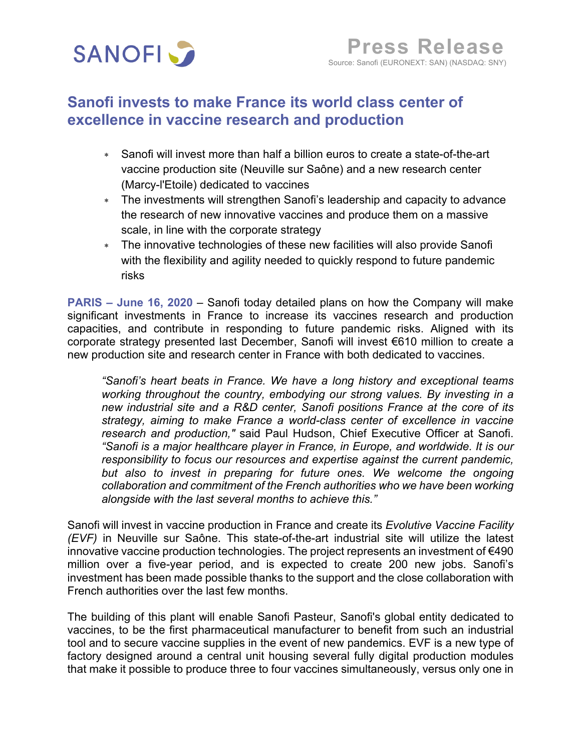SANOFI

**Press Release**
Source: Sanofi (EURONEXT: SAN) (NASDAQ: SNY)

# Sanofi invests to make France its world class center of excellence in vaccine research and production

- Sanofi will invest more than half a billion euros to create a state-of-the-art vaccine production site (Neuville sur Saône) and a new research center (Marcy-l'Etoile) dedicated to vaccines
- The investments will strengthen Sanofi's leadership and capacity to advance the research of new innovative vaccines and produce them on a massive scale, in line with the corporate strategy
- The innovative technologies of these new facilities will also provide Sanofi with the flexibility and agility needed to quickly respond to future pandemic risks

**PARIS – June 16, 2020** – Sanofi today detailed plans on how the Company will make significant investments in France to increase its vaccines research and production capacities, and contribute in responding to future pandemic risks. Aligned with its corporate strategy presented last December, Sanofi will invest €610 million to create a new production site and research center in France with both dedicated to vaccines.

> *"Sanofi's heart beats in France. We have a long history and exceptional teams working throughout the country, embodying our strong values. By investing in a new industrial site and a R&D center, Sanofi positions France at the core of its strategy, aiming to make France a world-class center of excellence in vaccine research and production,"* said Paul Hudson, Chief Executive Officer at Sanofi. *"Sanofi is a major healthcare player in France, in Europe, and worldwide. It is our responsibility to focus our resources and expertise against the current pandemic, but also to invest in preparing for future ones. We welcome the ongoing collaboration and commitment of the French authorities who we have been working alongside with the last several months to achieve this."*

Sanofi will invest in vaccine production in France and create its *Evolutive Vaccine Facility (EVF)* in Neuville sur Saône. This state-of-the-art industrial site will utilize the latest innovative vaccine production technologies. The project represents an investment of €490 million over a five-year period, and is expected to create 200 new jobs. Sanofi's investment has been made possible thanks to the support and the close collaboration with French authorities over the last few months.

The building of this plant will enable Sanofi Pasteur, Sanofi's global entity dedicated to vaccines, to be the first pharmaceutical manufacturer to benefit from such an industrial tool and to secure vaccine supplies in the event of new pandemics. EVF is a new type of factory designed around a central unit housing several fully digital production modules that make it possible to produce three to four vaccines simultaneously, versus only one in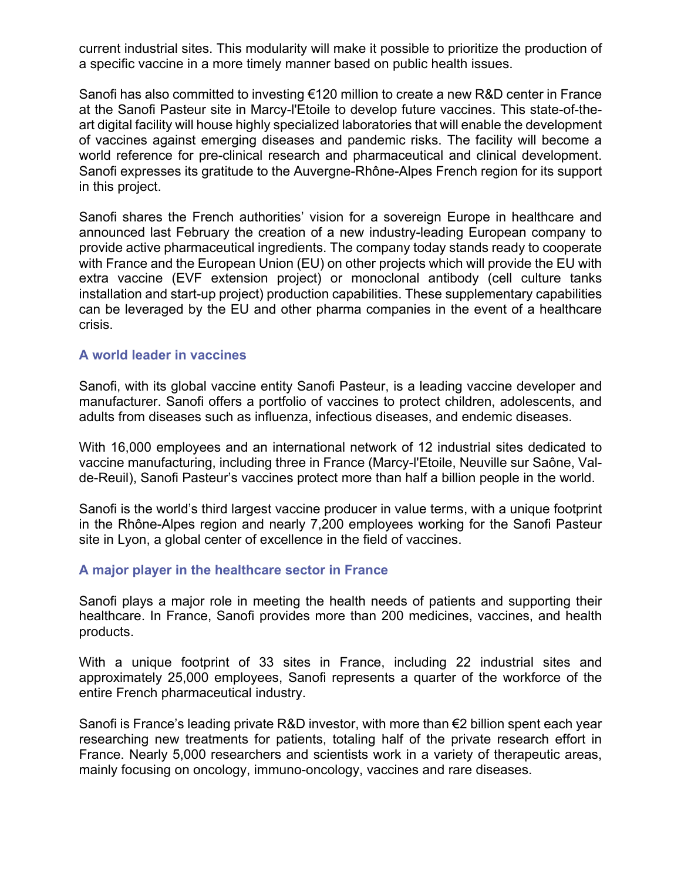current industrial sites. This modularity will make it possible to prioritize the production of a specific vaccine in a more timely manner based on public health issues.

Sanofi has also committed to investing €120 million to create a new R&D center in France at the Sanofi Pasteur site in Marcy-l'Etoile to develop future vaccines. This state-of-the-art digital facility will house highly specialized laboratories that will enable the development of vaccines against emerging diseases and pandemic risks. The facility will become a world reference for pre-clinical research and pharmaceutical and clinical development. Sanofi expresses its gratitude to the Auvergne-Rhône-Alpes French region for its support in this project.

Sanofi shares the French authorities' vision for a sovereign Europe in healthcare and announced last February the creation of a new industry-leading European company to provide active pharmaceutical ingredients. The company today stands ready to cooperate with France and the European Union (EU) on other projects which will provide the EU with extra vaccine (EVF extension project) or monoclonal antibody (cell culture tanks installation and start-up project) production capabilities. These supplementary capabilities can be leveraged by the EU and other pharma companies in the event of a healthcare crisis.

## A world leader in vaccines

Sanofi, with its global vaccine entity Sanofi Pasteur, is a leading vaccine developer and manufacturer. Sanofi offers a portfolio of vaccines to protect children, adolescents, and adults from diseases such as influenza, infectious diseases, and endemic diseases.

With 16,000 employees and an international network of 12 industrial sites dedicated to vaccine manufacturing, including three in France (Marcy-l'Etoile, Neuville sur Saône, Val-de-Reuil), Sanofi Pasteur's vaccines protect more than half a billion people in the world.

Sanofi is the world's third largest vaccine producer in value terms, with a unique footprint in the Rhône-Alpes region and nearly 7,200 employees working for the Sanofi Pasteur site in Lyon, a global center of excellence in the field of vaccines.

## A major player in the healthcare sector in France

Sanofi plays a major role in meeting the health needs of patients and supporting their healthcare. In France, Sanofi provides more than 200 medicines, vaccines, and health products.

With a unique footprint of 33 sites in France, including 22 industrial sites and approximately 25,000 employees, Sanofi represents a quarter of the workforce of the entire French pharmaceutical industry.

Sanofi is France's leading private R&D investor, with more than €2 billion spent each year researching new treatments for patients, totaling half of the private research effort in France. Nearly 5,000 researchers and scientists work in a variety of therapeutic areas, mainly focusing on oncology, immuno-oncology, vaccines and rare diseases.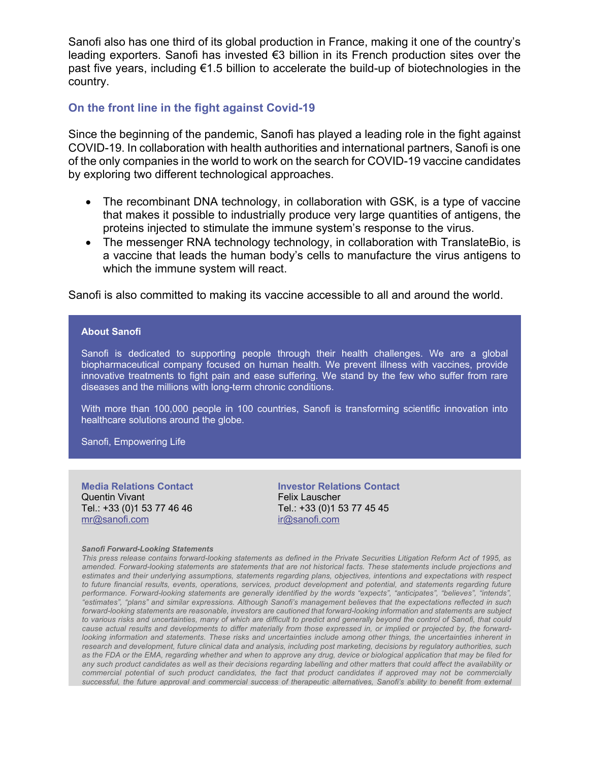Sanofi also has one third of its global production in France, making it one of the country's leading exporters. Sanofi has invested €3 billion in its French production sites over the past five years, including €1.5 billion to accelerate the build-up of biotechnologies in the country.

## On the front line in the fight against Covid-19

Since the beginning of the pandemic, Sanofi has played a leading role in the fight against COVID-19. In collaboration with health authorities and international partners, Sanofi is one of the only companies in the world to work on the search for COVID-19 vaccine candidates by exploring two different technological approaches.

- The recombinant DNA technology, in collaboration with GSK, is a type of vaccine that makes it possible to industrially produce very large quantities of antigens, the proteins injected to stimulate the immune system's response to the virus.
- The messenger RNA technology technology, in collaboration with TranslateBio, is a vaccine that leads the human body's cells to manufacture the virus antigens to which the immune system will react.

Sanofi is also committed to making its vaccine accessible to all and around the world.

**About Sanofi**

Sanofi is dedicated to supporting people through their health challenges. We are a global biopharmaceutical company focused on human health. We prevent illness with vaccines, provide innovative treatments to fight pain and ease suffering. We stand by the few who suffer from rare diseases and the millions with long-term chronic conditions.

With more than 100,000 people in 100 countries, Sanofi is transforming scientific innovation into healthcare solutions around the globe.

Sanofi, Empowering Life

**Media Relations Contact**
Quentin Vivant
Tel.: +33 (0)1 53 77 46 46
mr@sanofi.com

**Investor Relations Contact**
Felix Lauscher
Tel.: +33 (0)1 53 77 45 45
ir@sanofi.com

***Sanofi Forward-Looking Statements***

*This press release contains forward-looking statements as defined in the Private Securities Litigation Reform Act of 1995, as amended. Forward-looking statements are statements that are not historical facts. These statements include projections and estimates and their underlying assumptions, statements regarding plans, objectives, intentions and expectations with respect to future financial results, events, operations, services, product development and potential, and statements regarding future performance. Forward-looking statements are generally identified by the words "expects", "anticipates", "believes", "intends", "estimates", "plans" and similar expressions. Although Sanofi's management believes that the expectations reflected in such forward-looking statements are reasonable, investors are cautioned that forward-looking information and statements are subject to various risks and uncertainties, many of which are difficult to predict and generally beyond the control of Sanofi, that could cause actual results and developments to differ materially from those expressed in, or implied or projected by, the forward-looking information and statements. These risks and uncertainties include among other things, the uncertainties inherent in research and development, future clinical data and analysis, including post marketing, decisions by regulatory authorities, such as the FDA or the EMA, regarding whether and when to approve any drug, device or biological application that may be filed for any such product candidates as well as their decisions regarding labelling and other matters that could affect the availability or commercial potential of such product candidates, the fact that product candidates if approved may not be commercially successful, the future approval and commercial success of therapeutic alternatives, Sanofi's ability to benefit from external*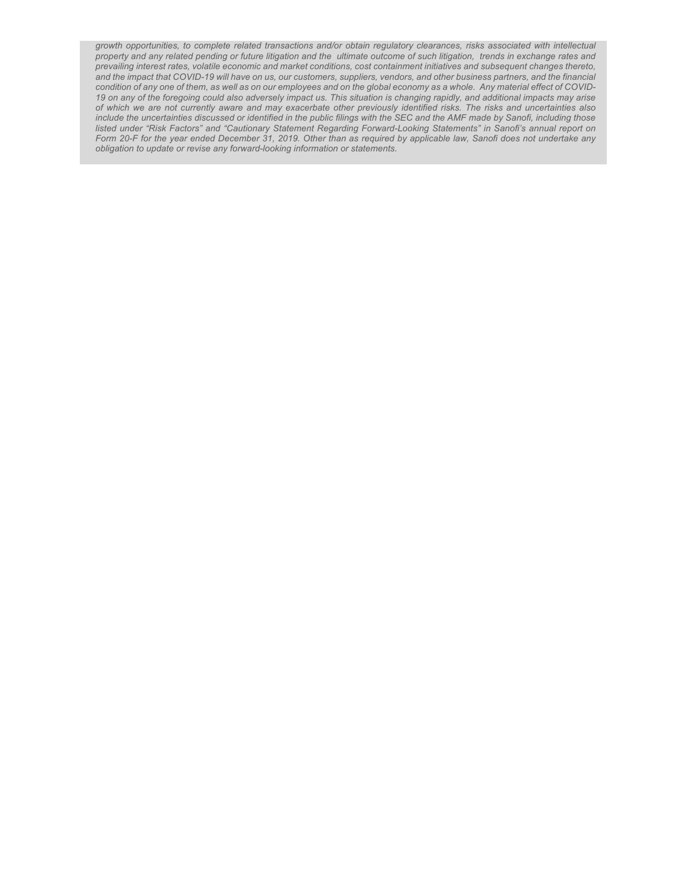*growth opportunities, to complete related transactions and/or obtain regulatory clearances, risks associated with intellectual property and any related pending or future litigation and the ultimate outcome of such litigation, trends in exchange rates and prevailing interest rates, volatile economic and market conditions, cost containment initiatives and subsequent changes thereto, and the impact that COVID-19 will have on us, our customers, suppliers, vendors, and other business partners, and the financial condition of any one of them, as well as on our employees and on the global economy as a whole. Any material effect of COVID-19 on any of the foregoing could also adversely impact us. This situation is changing rapidly, and additional impacts may arise of which we are not currently aware and may exacerbate other previously identified risks. The risks and uncertainties also include the uncertainties discussed or identified in the public filings with the SEC and the AMF made by Sanofi, including those listed under "Risk Factors" and "Cautionary Statement Regarding Forward-Looking Statements" in Sanofi's annual report on Form 20-F for the year ended December 31, 2019. Other than as required by applicable law, Sanofi does not undertake any obligation to update or revise any forward-looking information or statements.*